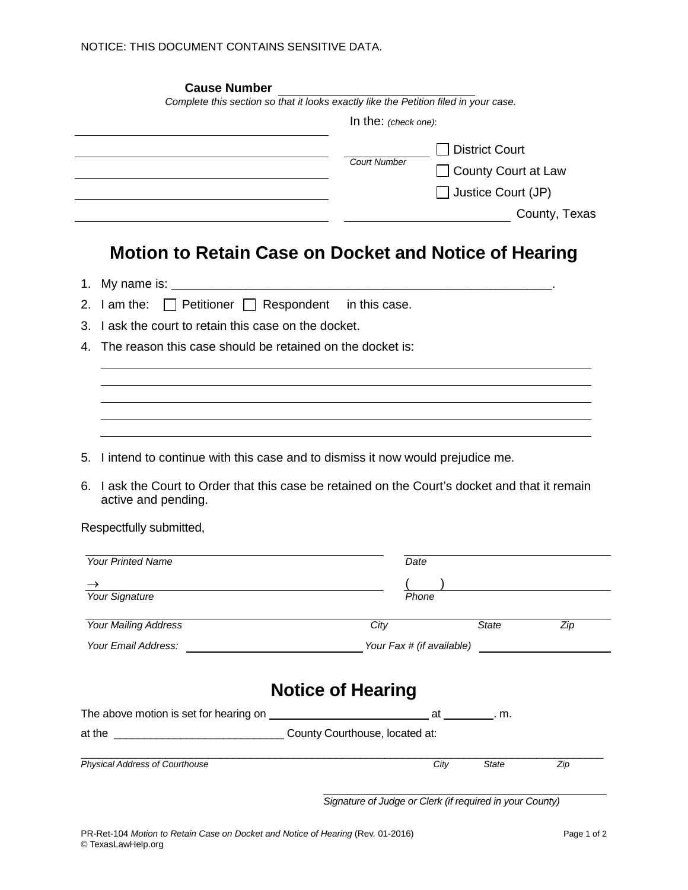NOTICE: THIS DOCUMENT CONTAINS SENSITIVE DATA.

**Cause Number** ______________________________

*Complete this section so that it looks exactly like the Petition filed in your case.*

In the: *(check one)*:

______________________________________

______________________________________ ______________ ☐ District Court

______________________________________ *Court Number* ☐ County Court at Law

______________________________________ ☐ Justice Court (JP)

______________________________________ ______________________ County, Texas

# Motion to Retain Case on Docket and Notice of Hearing

1. My name is: ____________________________________________________.
2. I am the: ☐ Petitioner ☐ Respondent in this case.
3. I ask the court to retain this case on the docket.
4. The reason this case should be retained on the docket is:

   ______________________________________________________________________

   ______________________________________________________________________

   ______________________________________________________________________

   ______________________________________________________________________

   ______________________________________________________________________

5. I intend to continue with this case and to dismiss it now would prejudice me.
6. I ask the Court to Order that this case be retained on the Court's docket and that it remain active and pending.

Respectfully submitted,

______________________________________ ______________________
*Your Printed Name* *Date*

→ ____________________________________ ( ) __________________
*Your Signature* *Phone*

______________________________________________________________________
*Your Mailing Address* *City* *State* *Zip*

*Your Email Address:* ______________________ *Your Fax # (if available)* ______________

## Notice of Hearing

The above motion is set for hearing on ________________________ at ________. m.

at the ____________________________ County Courthouse, located at:

______________________________________________________________________
*Physical Address of Courthouse* *City* *State* *Zip*

______________________________________
*Signature of Judge or Clerk (if required in your County)*

PR-Ret-104 *Motion to Retain Case on Docket and Notice of Hearing* (Rev. 01-2016)
© TexasLawHelp.org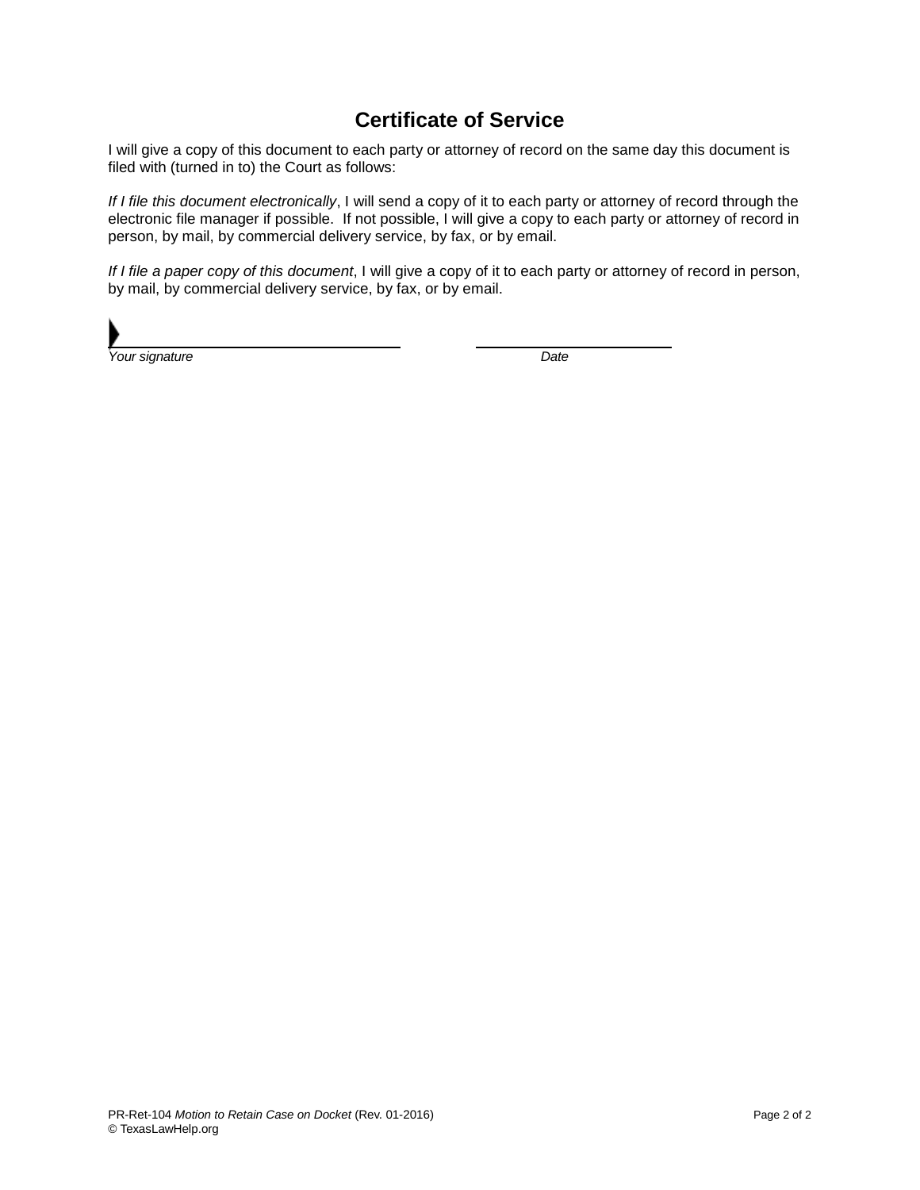## Certificate of Service

I will give a copy of this document to each party or attorney of record on the same day this document is filed with (turned in to) the Court as follows:

*If I file this document electronically*, I will send a copy of it to each party or attorney of record through the electronic file manager if possible. If not possible, I will give a copy to each party or attorney of record in person, by mail, by commercial delivery service, by fax, or by email.

*If I file a paper copy of this document*, I will give a copy of it to each party or attorney of record in person, by mail, by commercial delivery service, by fax, or by email.

______________________________ ______________________

*Your signature* *Date*

PR-Ret-104 *Motion to Retain Case on Docket* (Rev. 01-2016)
© TexasLawHelp.org